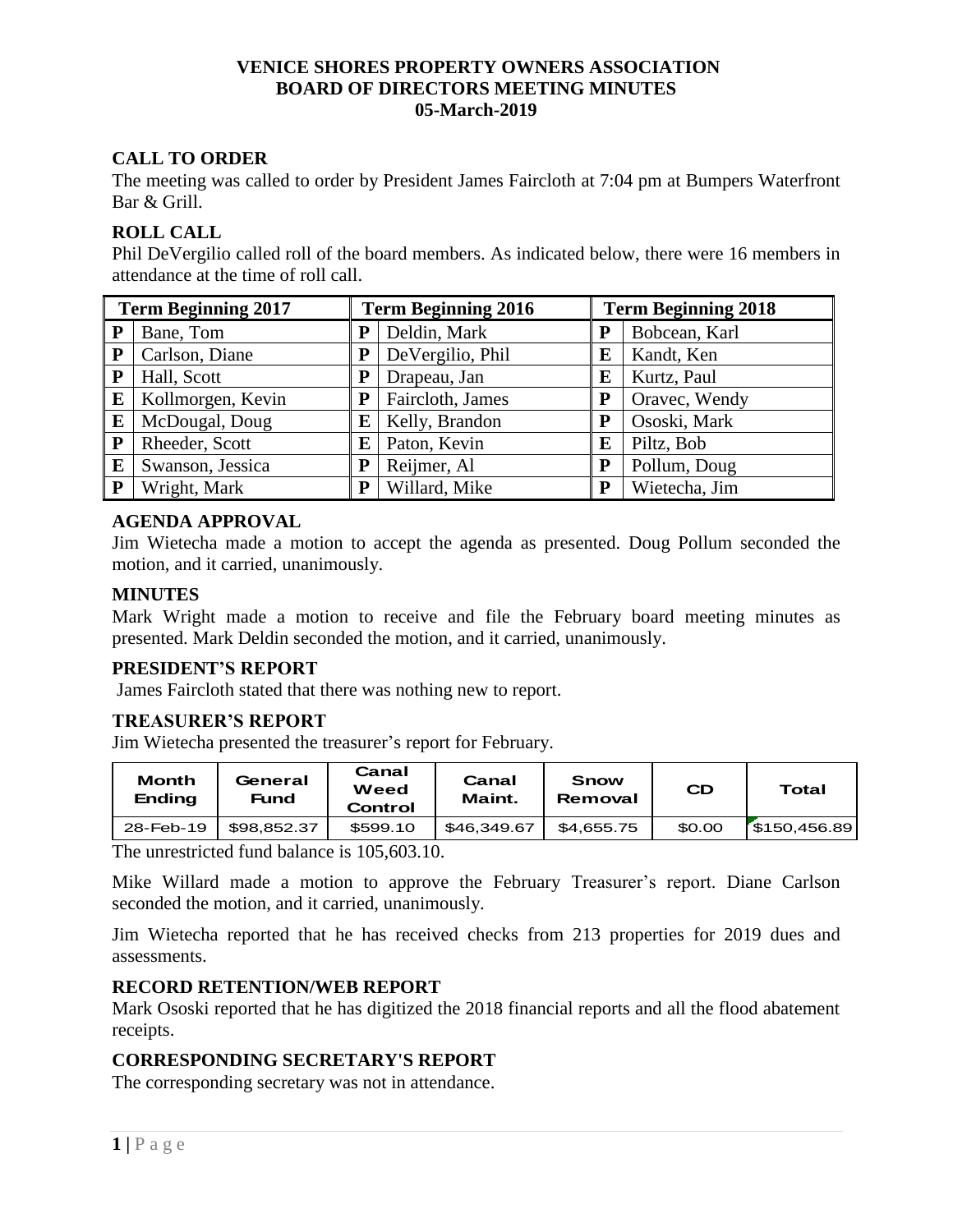# VENICE SHORES PROPERTY OWNERS ASSOCIATION
## BOARD OF DIRECTORS MEETING MINUTES
## 05-March-2019

### CALL TO ORDER

The meeting was called to order by President James Faircloth at 7:04 pm at Bumpers Waterfront Bar & Grill.

### ROLL CALL

Phil DeVergilio called roll of the board members. As indicated below, there were 16 members in attendance at the time of roll call.

| Term Beginning 2017 | | Term Beginning 2016 | | Term Beginning 2018 | |
|---|---|---|---|---|---|
| P | Bane, Tom | P | Deldin, Mark | P | Bobcean, Karl |
| P | Carlson, Diane | P | DeVergilio, Phil | E | Kandt, Ken |
| P | Hall, Scott | P | Drapeau, Jan | E | Kurtz, Paul |
| E | Kollmorgen, Kevin | P | Faircloth, James | P | Oravec, Wendy |
| E | McDougal, Doug | E | Kelly, Brandon | P | Ososki, Mark |
| P | Rheeder, Scott | E | Paton, Kevin | E | Piltz, Bob |
| E | Swanson, Jessica | P | Reijmer, Al | P | Pollum, Doug |
| P | Wright, Mark | P | Willard, Mike | P | Wietecha, Jim |

### AGENDA APPROVAL

Jim Wietecha made a motion to accept the agenda as presented. Doug Pollum seconded the motion, and it carried, unanimously.

### MINUTES

Mark Wright made a motion to receive and file the February board meeting minutes as presented. Mark Deldin seconded the motion, and it carried, unanimously.

### PRESIDENT'S REPORT

James Faircloth stated that there was nothing new to report.

### TREASURER'S REPORT

Jim Wietecha presented the treasurer's report for February.

| Month Ending | General Fund | Canal Weed Control | Canal Maint. | Snow Removal | CD | Total |
|---|---|---|---|---|---|---|
| 28-Feb-19 | \$98,852.37 | \$599.10 | \$46,349.67 | \$4,655.75 | \$0.00 | \$150,456.89 |

The unrestricted fund balance is 105,603.10.

Mike Willard made a motion to approve the February Treasurer's report. Diane Carlson seconded the motion, and it carried, unanimously.

Jim Wietecha reported that he has received checks from 213 properties for 2019 dues and assessments.

### RECORD RETENTION/WEB REPORT

Mark Ososki reported that he has digitized the 2018 financial reports and all the flood abatement receipts.

### CORRESPONDING SECRETARY'S REPORT

The corresponding secretary was not in attendance.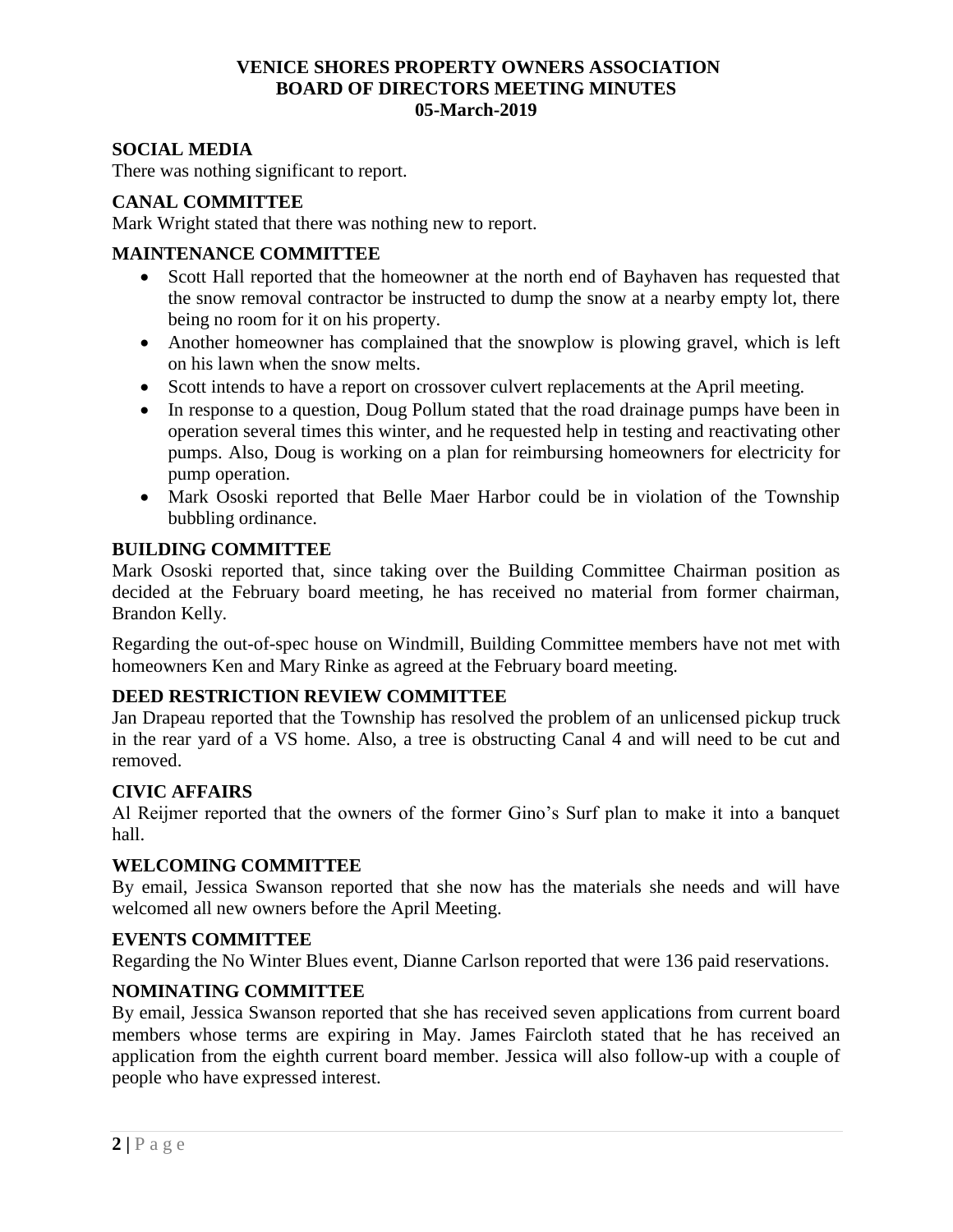# VENICE SHORES PROPERTY OWNERS ASSOCIATION
# BOARD OF DIRECTORS MEETING MINUTES
# 05-March-2019

## SOCIAL MEDIA

There was nothing significant to report.

## CANAL COMMITTEE

Mark Wright stated that there was nothing new to report.

## MAINTENANCE COMMITTEE

- Scott Hall reported that the homeowner at the north end of Bayhaven has requested that the snow removal contractor be instructed to dump the snow at a nearby empty lot, there being no room for it on his property.
- Another homeowner has complained that the snowplow is plowing gravel, which is left on his lawn when the snow melts.
- Scott intends to have a report on crossover culvert replacements at the April meeting.
- In response to a question, Doug Pollum stated that the road drainage pumps have been in operation several times this winter, and he requested help in testing and reactivating other pumps. Also, Doug is working on a plan for reimbursing homeowners for electricity for pump operation.
- Mark Ososki reported that Belle Maer Harbor could be in violation of the Township bubbling ordinance.

## BUILDING COMMITTEE

Mark Ososki reported that, since taking over the Building Committee Chairman position as decided at the February board meeting, he has received no material from former chairman, Brandon Kelly.

Regarding the out-of-spec house on Windmill, Building Committee members have not met with homeowners Ken and Mary Rinke as agreed at the February board meeting.

## DEED RESTRICTION REVIEW COMMITTEE

Jan Drapeau reported that the Township has resolved the problem of an unlicensed pickup truck in the rear yard of a VS home. Also, a tree is obstructing Canal 4 and will need to be cut and removed.

## CIVIC AFFAIRS

Al Reijmer reported that the owners of the former Gino's Surf plan to make it into a banquet hall.

## WELCOMING COMMITTEE

By email, Jessica Swanson reported that she now has the materials she needs and will have welcomed all new owners before the April Meeting.

## EVENTS COMMITTEE

Regarding the No Winter Blues event, Dianne Carlson reported that were 136 paid reservations.

## NOMINATING COMMITTEE

By email, Jessica Swanson reported that she has received seven applications from current board members whose terms are expiring in May. James Faircloth stated that he has received an application from the eighth current board member. Jessica will also follow-up with a couple of people who have expressed interest.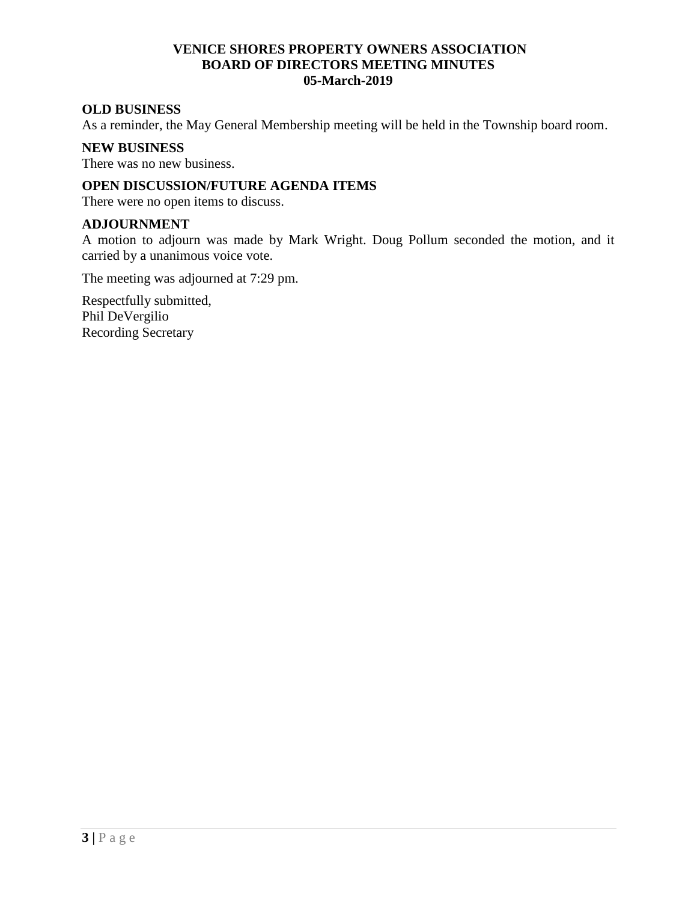**VENICE SHORES PROPERTY OWNERS ASSOCIATION**
**BOARD OF DIRECTORS MEETING MINUTES**
**05-March-2019**

**OLD BUSINESS**

As a reminder, the May General Membership meeting will be held in the Township board room.

**NEW BUSINESS**

There was no new business.

**OPEN DISCUSSION/FUTURE AGENDA ITEMS**

There were no open items to discuss.

**ADJOURNMENT**

A motion to adjourn was made by Mark Wright. Doug Pollum seconded the motion, and it carried by a unanimous voice vote.

The meeting was adjourned at 7:29 pm.

Respectfully submitted,
Phil DeVergilio
Recording Secretary